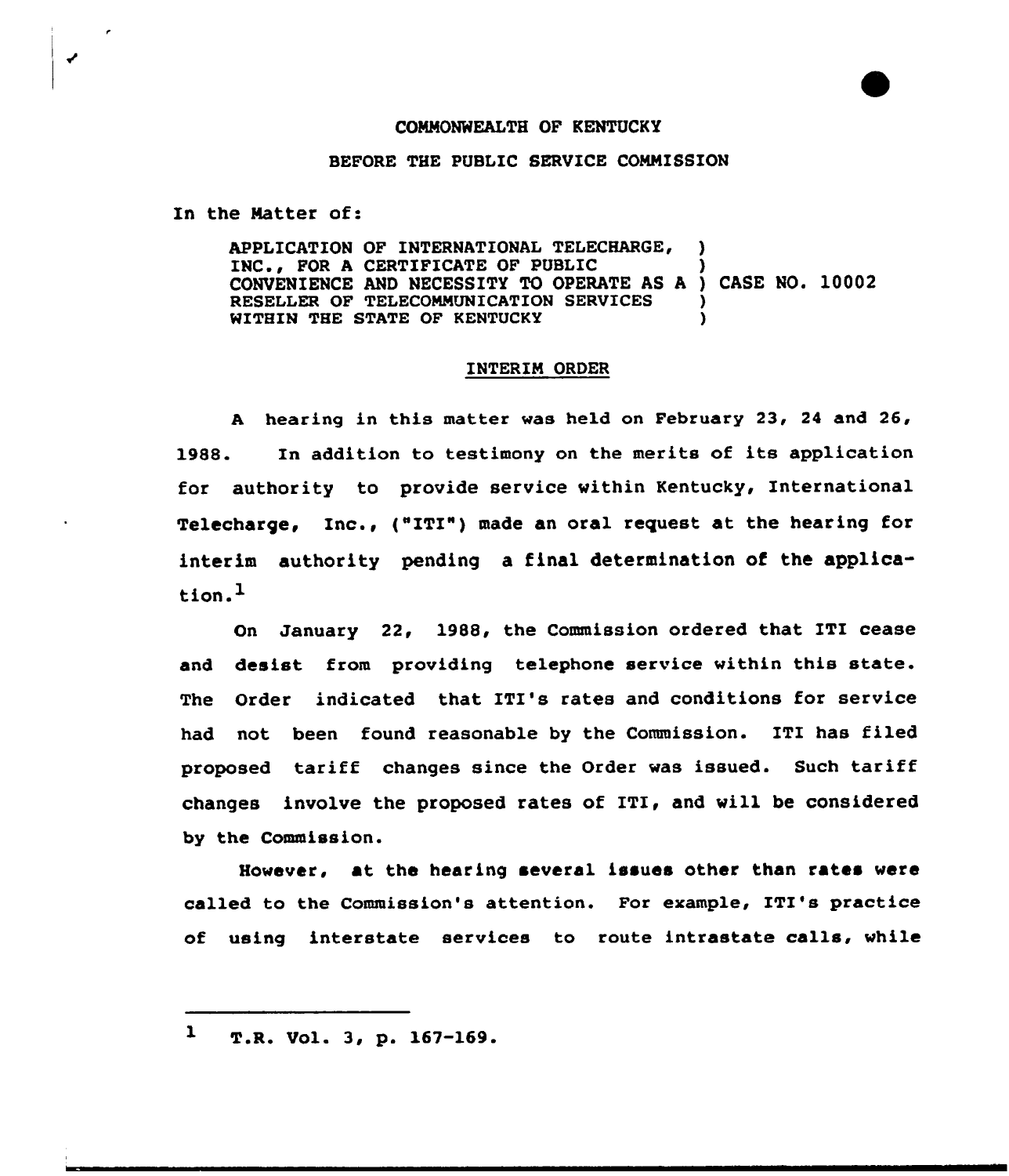COMMONWEALTH OF KENTUCKY

BEFORE THE PUBLIC SERVICE COMMISSION

In the Matter of:

| | | |
|---|---|---|
| APPLICATION OF INTERNATIONAL TELECHARGE, INC., FOR A CERTIFICATE OF PUBLIC CONVENIENCE AND NECESSITY TO OPERATE AS A RESELLER OF TELECOMMUNICATION SERVICES WITHIN THE STATE OF KENTUCKY | ) | CASE NO. 10002 |

## INTERIM ORDER

A hearing in this matter was held on February 23, 24 and 26, 1988. In addition to testimony on the merits of its application for authority to provide service within Kentucky, International Telecharge, Inc., ("ITI") made an oral request at the hearing for interim authority pending a final determination of the application.[1]

On January 22, 1988, the Commission ordered that ITI cease and desist from providing telephone service within this state. The Order indicated that ITI's rates and conditions for service had not been found reasonable by the Commission. ITI has filed proposed tariff changes since the Order was issued. Such tariff changes involve the proposed rates of ITI, and will be considered by the Commission.

However, at the hearing several issues other than rates were called to the Commission's attention. For example, ITI's practice of using interstate services to route intrastate calls, while

---

[1] T.R. Vol. 3, p. 167-169.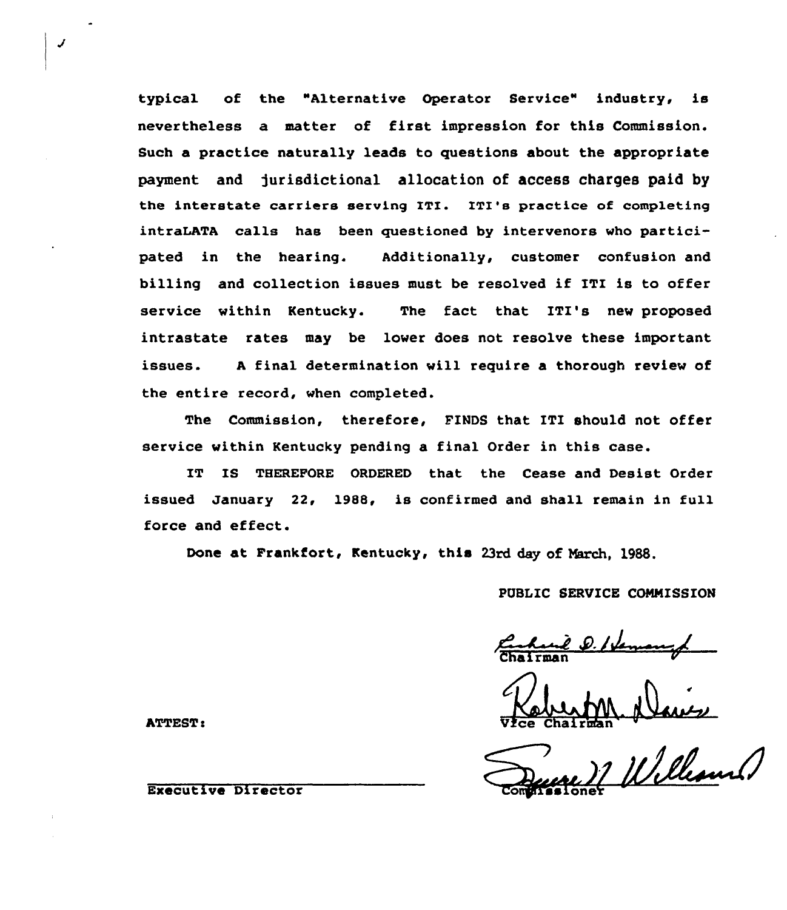typical of the "Alternative Operator Service" industry, is nevertheless a matter of first impression for this Commission. Such a practice naturally leads to questions about the appropriate payment and jurisdictional allocation of access charges paid by the interstate carriers serving ITI. ITI's practice of completing intraLATA calls has been questioned by intervenors who participated in the hearing. Additionally, customer confusion and billing and collection issues must be resolved if ITI is to offer service within Kentucky. The fact that ITI's new proposed intrastate rates may be lower does not resolve these important issues. A final determination will require a thorough review of the entire record, when completed.

The Commission, therefore, FINDS that ITI should not offer service within Kentucky pending a final Order in this case.

IT IS THEREFORE ORDERED that the Cease and Desist Order issued January 22, 1988, is confirmed and shall remain in full force and effect.

Done at Frankfort, Kentucky, this 23rd day of March, 1988.

PUBLIC SERVICE COMMISSION

Chairman

Vice Chairman

Commissioner

ATTEST:

Executive Director